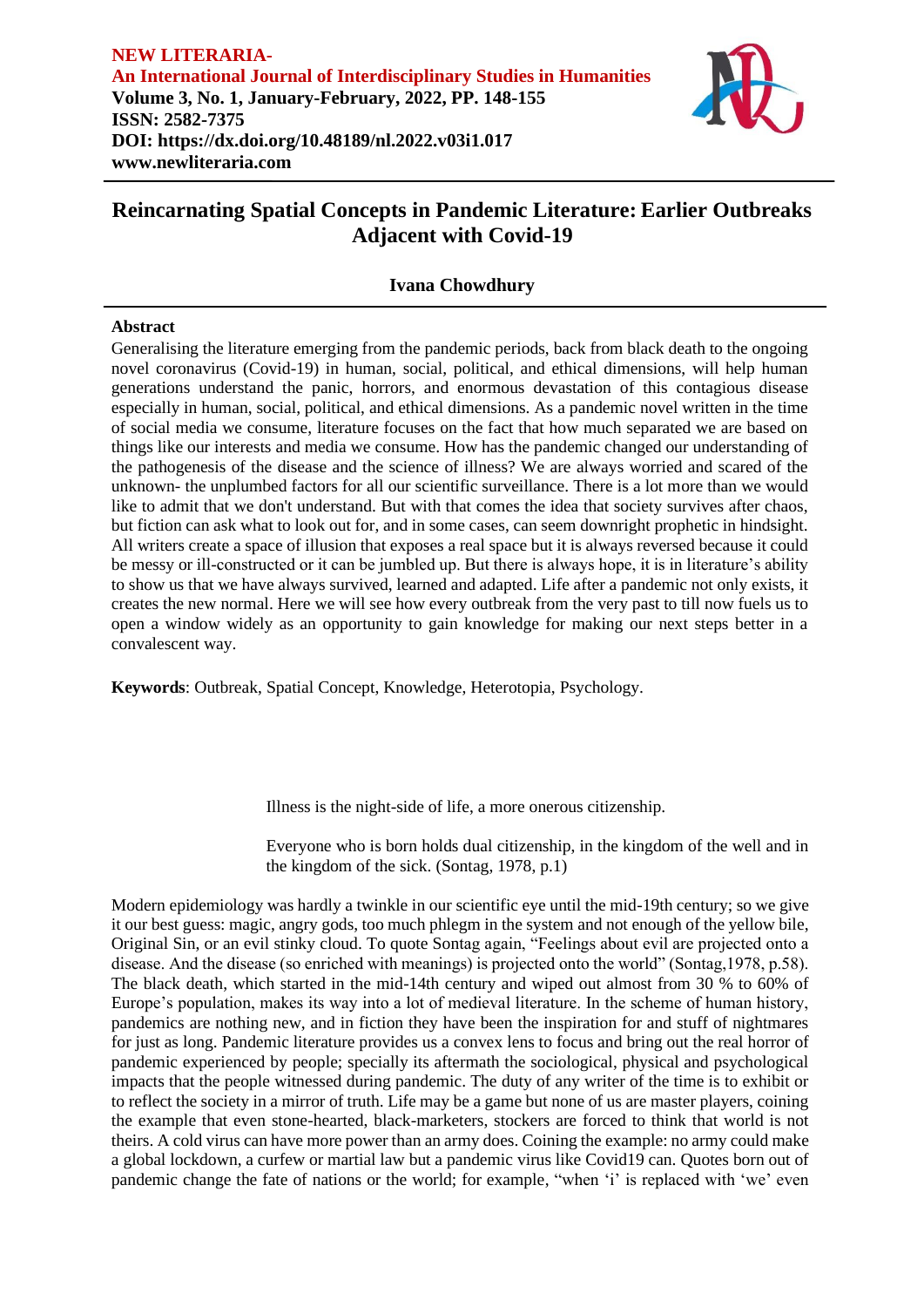# Reincarnating Spatial Concepts in Pandemic Literature: Earlier Outbreaks Adjacent with Covid-19

**Ivana Chowdhury**

## Abstract

Generalising the literature emerging from the pandemic periods, back from black death to the ongoing novel coronavirus (Covid-19) in human, social, political, and ethical dimensions, will help human generations understand the panic, horrors, and enormous devastation of this contagious disease especially in human, social, political, and ethical dimensions. As a pandemic novel written in the time of social media we consume, literature focuses on the fact that how much separated we are based on things like our interests and media we consume. How has the pandemic changed our understanding of the pathogenesis of the disease and the science of illness? We are always worried and scared of the unknown- the unplumbed factors for all our scientific surveillance. There is a lot more than we would like to admit that we don't understand. But with that comes the idea that society survives after chaos, but fiction can ask what to look out for, and in some cases, can seem downright prophetic in hindsight. All writers create a space of illusion that exposes a real space but it is always reversed because it could be messy or ill-constructed or it can be jumbled up. But there is always hope, it is in literature's ability to show us that we have always survived, learned and adapted. Life after a pandemic not only exists, it creates the new normal. Here we will see how every outbreak from the very past to till now fuels us to open a window widely as an opportunity to gain knowledge for making our next steps better in a convalescent way.

**Keywords**: Outbreak, Spatial Concept, Knowledge, Heterotopia, Psychology.

> Illness is the night-side of life, a more onerous citizenship.
>
> Everyone who is born holds dual citizenship, in the kingdom of the well and in the kingdom of the sick. (Sontag, 1978, p.1)

Modern epidemiology was hardly a twinkle in our scientific eye until the mid-19th century; so we give it our best guess: magic, angry gods, too much phlegm in the system and not enough of the yellow bile, Original Sin, or an evil stinky cloud. To quote Sontag again, "Feelings about evil are projected onto a disease. And the disease (so enriched with meanings) is projected onto the world" (Sontag,1978, p.58). The black death, which started in the mid-14th century and wiped out almost from 30 % to 60% of Europe's population, makes its way into a lot of medieval literature. In the scheme of human history, pandemics are nothing new, and in fiction they have been the inspiration for and stuff of nightmares for just as long. Pandemic literature provides us a convex lens to focus and bring out the real horror of pandemic experienced by people; specially its aftermath the sociological, physical and psychological impacts that the people witnessed during pandemic. The duty of any writer of the time is to exhibit or to reflect the society in a mirror of truth. Life may be a game but none of us are master players, coining the example that even stone-hearted, black-marketeers, stockers are forced to think that world is not theirs. A cold virus can have more power than an army does. Coining the example: no army could make a global lockdown, a curfew or martial law but a pandemic virus like Covid19 can. Quotes born out of pandemic change the fate of nations or the world; for example, "when 'i' is replaced with 'we' even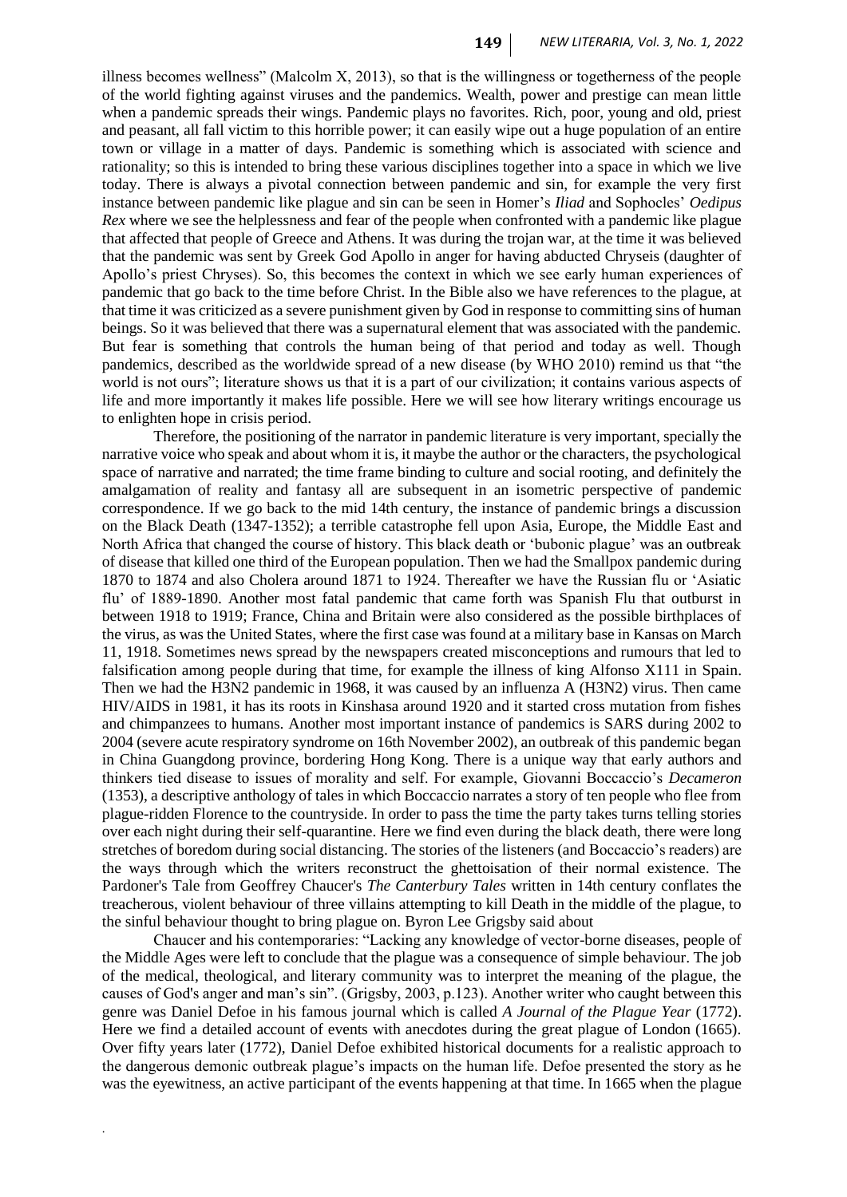illness becomes wellness" (Malcolm X, 2013), so that is the willingness or togetherness of the people of the world fighting against viruses and the pandemics. Wealth, power and prestige can mean little when a pandemic spreads their wings. Pandemic plays no favorites. Rich, poor, young and old, priest and peasant, all fall victim to this horrible power; it can easily wipe out a huge population of an entire town or village in a matter of days. Pandemic is something which is associated with science and rationality; so this is intended to bring these various disciplines together into a space in which we live today. There is always a pivotal connection between pandemic and sin, for example the very first instance between pandemic like plague and sin can be seen in Homer's *Iliad* and Sophocles' *Oedipus Rex* where we see the helplessness and fear of the people when confronted with a pandemic like plague that affected that people of Greece and Athens. It was during the trojan war, at the time it was believed that the pandemic was sent by Greek God Apollo in anger for having abducted Chryseis (daughter of Apollo's priest Chryses). So, this becomes the context in which we see early human experiences of pandemic that go back to the time before Christ. In the Bible also we have references to the plague, at that time it was criticized as a severe punishment given by God in response to committing sins of human beings. So it was believed that there was a supernatural element that was associated with the pandemic. But fear is something that controls the human being of that period and today as well. Though pandemics, described as the worldwide spread of a new disease (by WHO 2010) remind us that "the world is not ours"; literature shows us that it is a part of our civilization; it contains various aspects of life and more importantly it makes life possible. Here we will see how literary writings encourage us to enlighten hope in crisis period.

Therefore, the positioning of the narrator in pandemic literature is very important, specially the narrative voice who speak and about whom it is, it maybe the author or the characters, the psychological space of narrative and narrated; the time frame binding to culture and social rooting, and definitely the amalgamation of reality and fantasy all are subsequent in an isometric perspective of pandemic correspondence. If we go back to the mid 14th century, the instance of pandemic brings a discussion on the Black Death (1347-1352); a terrible catastrophe fell upon Asia, Europe, the Middle East and North Africa that changed the course of history. This black death or 'bubonic plague' was an outbreak of disease that killed one third of the European population. Then we had the Smallpox pandemic during 1870 to 1874 and also Cholera around 1871 to 1924. Thereafter we have the Russian flu or 'Asiatic flu' of 1889-1890. Another most fatal pandemic that came forth was Spanish Flu that outburst in between 1918 to 1919; France, China and Britain were also considered as the possible birthplaces of the virus, as was the United States, where the first case was found at a military base in Kansas on March 11, 1918. Sometimes news spread by the newspapers created misconceptions and rumours that led to falsification among people during that time, for example the illness of king Alfonso X111 in Spain. Then we had the H3N2 pandemic in 1968, it was caused by an influenza A (H3N2) virus. Then came HIV/AIDS in 1981, it has its roots in Kinshasa around 1920 and it started cross mutation from fishes and chimpanzees to humans. Another most important instance of pandemics is SARS during 2002 to 2004 (severe acute respiratory syndrome on 16th November 2002), an outbreak of this pandemic began in China Guangdong province, bordering Hong Kong. There is a unique way that early authors and thinkers tied disease to issues of morality and self. For example, Giovanni Boccaccio's *Decameron* (1353), a descriptive anthology of tales in which Boccaccio narrates a story of ten people who flee from plague-ridden Florence to the countryside. In order to pass the time the party takes turns telling stories over each night during their self-quarantine. Here we find even during the black death, there were long stretches of boredom during social distancing. The stories of the listeners (and Boccaccio's readers) are the ways through which the writers reconstruct the ghettoisation of their normal existence. The Pardoner's Tale from Geoffrey Chaucer's *The Canterbury Tales* written in 14th century conflates the treacherous, violent behaviour of three villains attempting to kill Death in the middle of the plague, to the sinful behaviour thought to bring plague on. Byron Lee Grigsby said about

Chaucer and his contemporaries: "Lacking any knowledge of vector-borne diseases, people of the Middle Ages were left to conclude that the plague was a consequence of simple behaviour. The job of the medical, theological, and literary community was to interpret the meaning of the plague, the causes of God's anger and man's sin". (Grigsby, 2003, p.123). Another writer who caught between this genre was Daniel Defoe in his famous journal which is called *A Journal of the Plague Year* (1772). Here we find a detailed account of events with anecdotes during the great plague of London (1665). Over fifty years later (1772), Daniel Defoe exhibited historical documents for a realistic approach to the dangerous demonic outbreak plague's impacts on the human life. Defoe presented the story as he was the eyewitness, an active participant of the events happening at that time. In 1665 when the plague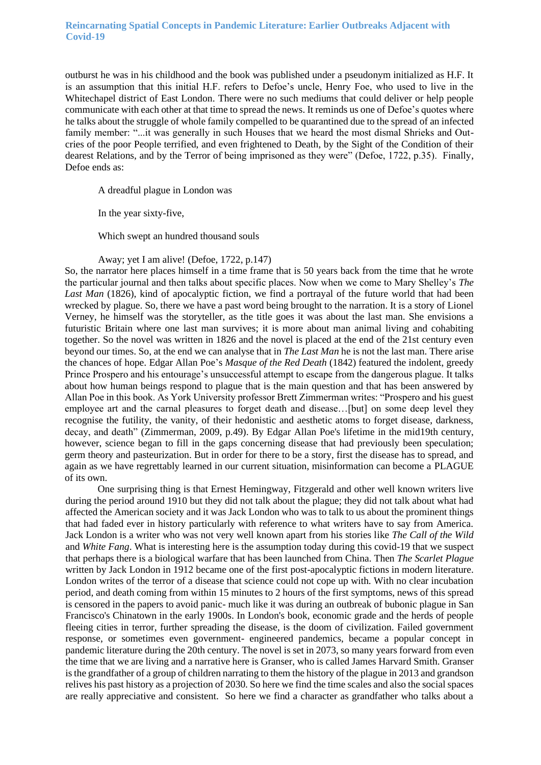outburst he was in his childhood and the book was published under a pseudonym initialized as H.F. It is an assumption that this initial H.F. refers to Defoe's uncle, Henry Foe, who used to live in the Whitechapel district of East London. There were no such mediums that could deliver or help people communicate with each other at that time to spread the news. It reminds us one of Defoe's quotes where he talks about the struggle of whole family compelled to be quarantined due to the spread of an infected family member: "...it was generally in such Houses that we heard the most dismal Shrieks and Out-cries of the poor People terrified, and even frightened to Death, by the Sight of the Condition of their dearest Relations, and by the Terror of being imprisoned as they were" (Defoe, 1722, p.35). Finally, Defoe ends as:

> A dreadful plague in London was
>
> In the year sixty-five,
>
> Which swept an hundred thousand souls
>
> Away; yet I am alive! (Defoe, 1722, p.147)

So, the narrator here places himself in a time frame that is 50 years back from the time that he wrote the particular journal and then talks about specific places. Now when we come to Mary Shelley's *The Last Man* (1826), kind of apocalyptic fiction, we find a portrayal of the future world that had been wrecked by plague. So, there we have a past word being brought to the narration. It is a story of Lionel Verney, he himself was the storyteller, as the title goes it was about the last man. She envisions a futuristic Britain where one last man survives; it is more about man animal living and cohabiting together. So the novel was written in 1826 and the novel is placed at the end of the 21st century even beyond our times. So, at the end we can analyse that in *The Last Man* he is not the last man. There arise the chances of hope. Edgar Allan Poe's *Masque of the Red Death* (1842) featured the indolent, greedy Prince Prospero and his entourage's unsuccessful attempt to escape from the dangerous plague. It talks about how human beings respond to plague that is the main question and that has been answered by Allan Poe in this book. As York University professor Brett Zimmerman writes: "Prospero and his guest employee art and the carnal pleasures to forget death and disease…[but] on some deep level they recognise the futility, the vanity, of their hedonistic and aesthetic atoms to forget disease, darkness, decay, and death" (Zimmerman, 2009, p.49). By Edgar Allan Poe's lifetime in the mid19th century, however, science began to fill in the gaps concerning disease that had previously been speculation; germ theory and pasteurization. But in order for there to be a story, first the disease has to spread, and again as we have regrettably learned in our current situation, misinformation can become a PLAGUE of its own.

One surprising thing is that Ernest Hemingway, Fitzgerald and other well known writers live during the period around 1910 but they did not talk about the plague; they did not talk about what had affected the American society and it was Jack London who was to talk to us about the prominent things that had faded ever in history particularly with reference to what writers have to say from America. Jack London is a writer who was not very well known apart from his stories like *The Call of the Wild* and *White Fang*. What is interesting here is the assumption today during this covid-19 that we suspect that perhaps there is a biological warfare that has been launched from China. Then *The Scarlet Plague* written by Jack London in 1912 became one of the first post-apocalyptic fictions in modern literature. London writes of the terror of a disease that science could not cope up with. With no clear incubation period, and death coming from within 15 minutes to 2 hours of the first symptoms, news of this spread is censored in the papers to avoid panic- much like it was during an outbreak of bubonic plague in San Francisco's Chinatown in the early 1900s. In London's book, economic grade and the herds of people fleeing cities in terror, further spreading the disease, is the doom of civilization. Failed government response, or sometimes even government- engineered pandemics, became a popular concept in pandemic literature during the 20th century. The novel is set in 2073, so many years forward from even the time that we are living and a narrative here is Granser, who is called James Harvard Smith. Granser is the grandfather of a group of children narrating to them the history of the plague in 2013 and grandson relives his past history as a projection of 2030. So here we find the time scales and also the social spaces are really appreciative and consistent. So here we find a character as grandfather who talks about a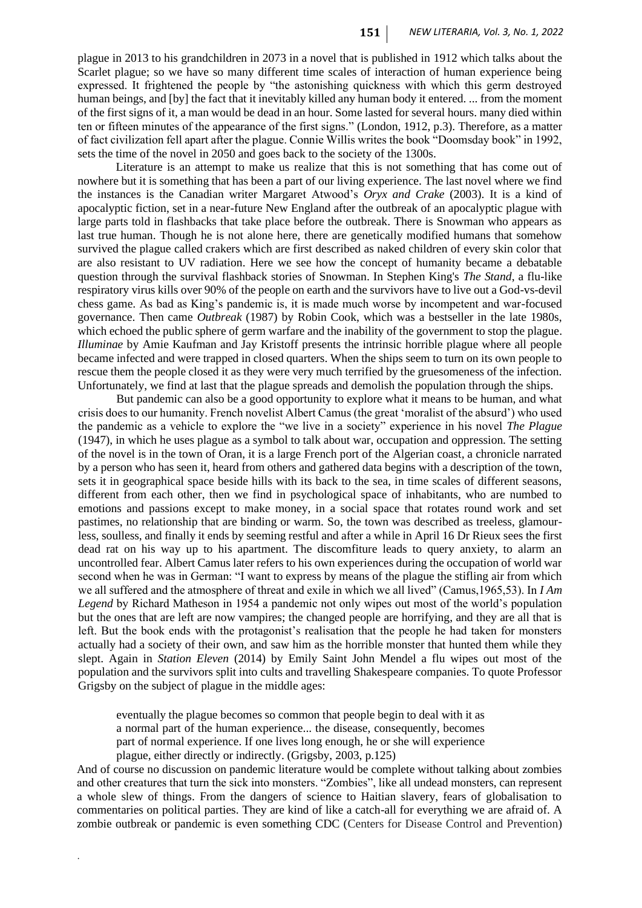plague in 2013 to his grandchildren in 2073 in a novel that is published in 1912 which talks about the Scarlet plague; so we have so many different time scales of interaction of human experience being expressed. It frightened the people by "the astonishing quickness with which this germ destroyed human beings, and [by] the fact that it inevitably killed any human body it entered. ... from the moment of the first signs of it, a man would be dead in an hour. Some lasted for several hours. many died within ten or fifteen minutes of the appearance of the first signs." (London, 1912, p.3). Therefore, as a matter of fact civilization fell apart after the plague. Connie Willis writes the book "Doomsday book" in 1992, sets the time of the novel in 2050 and goes back to the society of the 1300s.

Literature is an attempt to make us realize that this is not something that has come out of nowhere but it is something that has been a part of our living experience. The last novel where we find the instances is the Canadian writer Margaret Atwood's *Oryx and Crake* (2003). It is a kind of apocalyptic fiction, set in a near-future New England after the outbreak of an apocalyptic plague with large parts told in flashbacks that take place before the outbreak. There is Snowman who appears as last true human. Though he is not alone here, there are genetically modified humans that somehow survived the plague called crakers which are first described as naked children of every skin color that are also resistant to UV radiation. Here we see how the concept of humanity became a debatable question through the survival flashback stories of Snowman. In Stephen King's *The Stand*, a flu-like respiratory virus kills over 90% of the people on earth and the survivors have to live out a God-vs-devil chess game. As bad as King's pandemic is, it is made much worse by incompetent and war-focused governance. Then came *Outbreak* (1987) by Robin Cook, which was a bestseller in the late 1980s, which echoed the public sphere of germ warfare and the inability of the government to stop the plague. *Illuminae* by Amie Kaufman and Jay Kristoff presents the intrinsic horrible plague where all people became infected and were trapped in closed quarters. When the ships seem to turn on its own people to rescue them the people closed it as they were very much terrified by the gruesomeness of the infection. Unfortunately, we find at last that the plague spreads and demolish the population through the ships.

But pandemic can also be a good opportunity to explore what it means to be human, and what crisis does to our humanity. French novelist Albert Camus (the great 'moralist of the absurd') who used the pandemic as a vehicle to explore the "we live in a society" experience in his novel *The Plague* (1947), in which he uses plague as a symbol to talk about war, occupation and oppression. The setting of the novel is in the town of Oran, it is a large French port of the Algerian coast, a chronicle narrated by a person who has seen it, heard from others and gathered data begins with a description of the town, sets it in geographical space beside hills with its back to the sea, in time scales of different seasons, different from each other, then we find in psychological space of inhabitants, who are numbed to emotions and passions except to make money, in a social space that rotates round work and set pastimes, no relationship that are binding or warm. So, the town was described as treeless, glamour-less, soulless, and finally it ends by seeming restful and after a while in April 16 Dr Rieux sees the first dead rat on his way up to his apartment. The discomfiture leads to query anxiety, to alarm an uncontrolled fear. Albert Camus later refers to his own experiences during the occupation of world war second when he was in German: "I want to express by means of the plague the stifling air from which we all suffered and the atmosphere of threat and exile in which we all lived" (Camus,1965,53). In *I Am Legend* by Richard Matheson in 1954 a pandemic not only wipes out most of the world's population but the ones that are left are now vampires; the changed people are horrifying, and they are all that is left. But the book ends with the protagonist's realisation that the people he had taken for monsters actually had a society of their own, and saw him as the horrible monster that hunted them while they slept. Again in *Station Eleven* (2014) by Emily Saint John Mendel a flu wipes out most of the population and the survivors split into cults and travelling Shakespeare companies. To quote Professor Grigsby on the subject of plague in the middle ages:

> eventually the plague becomes so common that people begin to deal with it as a normal part of the human experience... the disease, consequently, becomes part of normal experience. If one lives long enough, he or she will experience plague, either directly or indirectly. (Grigsby, 2003, p.125)

And of course no discussion on pandemic literature would be complete without talking about zombies and other creatures that turn the sick into monsters. "Zombies", like all undead monsters, can represent a whole slew of things. From the dangers of science to Haitian slavery, fears of globalisation to commentaries on political parties. They are kind of like a catch-all for everything we are afraid of. A zombie outbreak or pandemic is even something CDC (Centers for Disease Control and Prevention)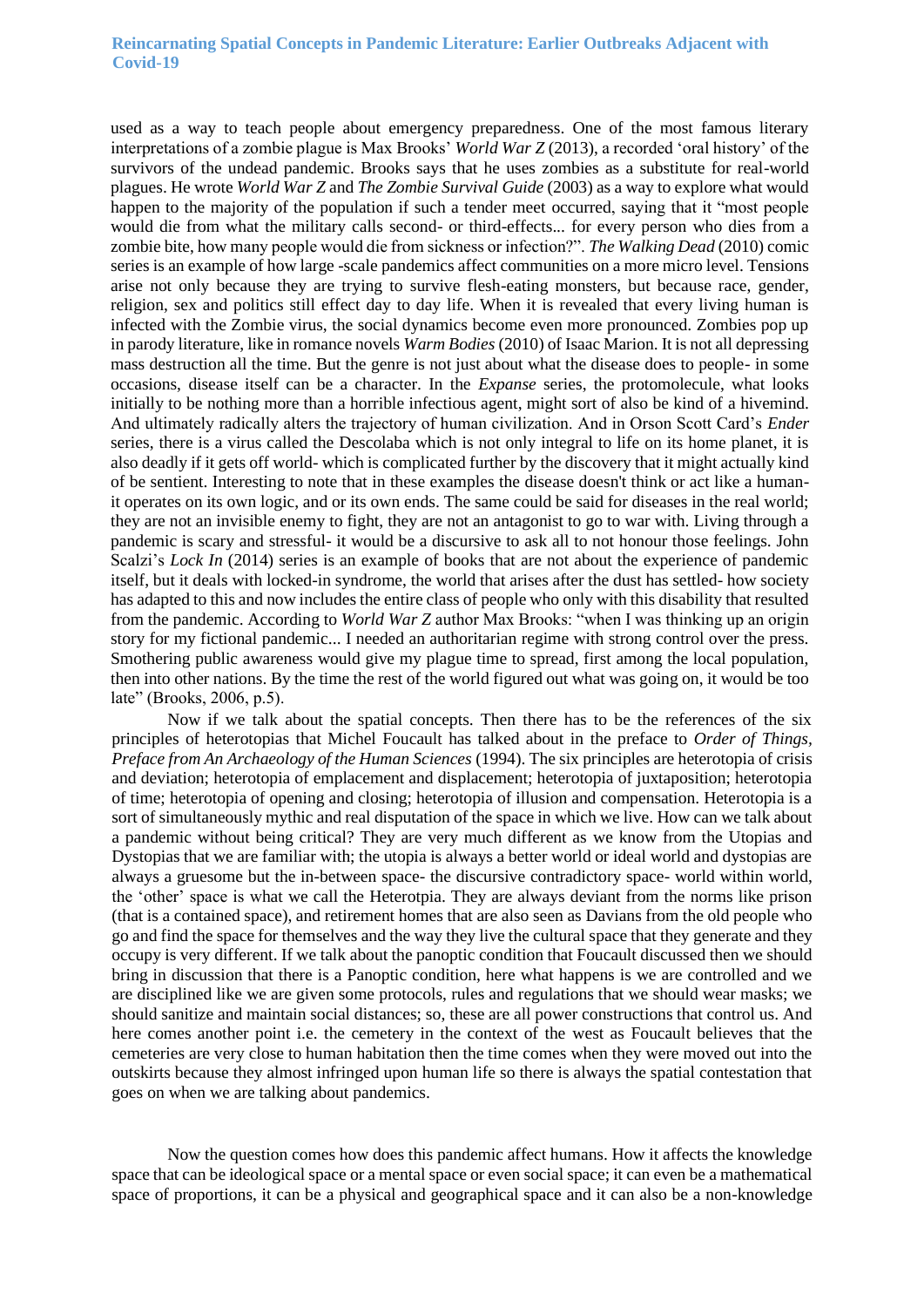used as a way to teach people about emergency preparedness. One of the most famous literary interpretations of a zombie plague is Max Brooks' *World War Z* (2013), a recorded 'oral history' of the survivors of the undead pandemic. Brooks says that he uses zombies as a substitute for real-world plagues. He wrote *World War Z* and *The Zombie Survival Guide* (2003) as a way to explore what would happen to the majority of the population if such a tender meet occurred, saying that it "most people would die from what the military calls second- or third-effects... for every person who dies from a zombie bite, how many people would die from sickness or infection?". *The Walking Dead* (2010) comic series is an example of how large -scale pandemics affect communities on a more micro level. Tensions arise not only because they are trying to survive flesh-eating monsters, but because race, gender, religion, sex and politics still effect day to day life. When it is revealed that every living human is infected with the Zombie virus, the social dynamics become even more pronounced. Zombies pop up in parody literature, like in romance novels *Warm Bodies* (2010) of Isaac Marion. It is not all depressing mass destruction all the time. But the genre is not just about what the disease does to people- in some occasions, disease itself can be a character. In the *Expanse* series, the protomolecule, what looks initially to be nothing more than a horrible infectious agent, might sort of also be kind of a hivemind. And ultimately radically alters the trajectory of human civilization. And in Orson Scott Card's *Ender* series, there is a virus called the Descolaba which is not only integral to life on its home planet, it is also deadly if it gets off world- which is complicated further by the discovery that it might actually kind of be sentient. Interesting to note that in these examples the disease doesn't think or act like a human- it operates on its own logic, and or its own ends. The same could be said for diseases in the real world; they are not an invisible enemy to fight, they are not an antagonist to go to war with. Living through a pandemic is scary and stressful- it would be a discursive to ask all to not honour those feelings. John Scalzi's *Lock In* (2014) series is an example of books that are not about the experience of pandemic itself, but it deals with locked-in syndrome, the world that arises after the dust has settled- how society has adapted to this and now includes the entire class of people who only with this disability that resulted from the pandemic. According to *World War Z* author Max Brooks: "when I was thinking up an origin story for my fictional pandemic... I needed an authoritarian regime with strong control over the press. Smothering public awareness would give my plague time to spread, first among the local population, then into other nations. By the time the rest of the world figured out what was going on, it would be too late" (Brooks, 2006, p.5).

Now if we talk about the spatial concepts. Then there has to be the references of the six principles of heterotopias that Michel Foucault has talked about in the preface to *Order of Things, Preface from An Archaeology of the Human Sciences* (1994). The six principles are heterotopia of crisis and deviation; heterotopia of emplacement and displacement; heterotopia of juxtaposition; heterotopia of time; heterotopia of opening and closing; heterotopia of illusion and compensation. Heterotopia is a sort of simultaneously mythic and real disputation of the space in which we live. How can we talk about a pandemic without being critical? They are very much different as we know from the Utopias and Dystopias that we are familiar with; the utopia is always a better world or ideal world and dystopias are always a gruesome but the in-between space- the discursive contradictory space- world within world, the 'other' space is what we call the Heterotpia. They are always deviant from the norms like prison (that is a contained space), and retirement homes that are also seen as Davians from the old people who go and find the space for themselves and the way they live the cultural space that they generate and they occupy is very different. If we talk about the panoptic condition that Foucault discussed then we should bring in discussion that there is a Panoptic condition, here what happens is we are controlled and we are disciplined like we are given some protocols, rules and regulations that we should wear masks; we should sanitize and maintain social distances; so, these are all power constructions that control us. And here comes another point i.e. the cemetery in the context of the west as Foucault believes that the cemeteries are very close to human habitation then the time comes when they were moved out into the outskirts because they almost infringed upon human life so there is always the spatial contestation that goes on when we are talking about pandemics.

Now the question comes how does this pandemic affect humans. How it affects the knowledge space that can be ideological space or a mental space or even social space; it can even be a mathematical space of proportions, it can be a physical and geographical space and it can also be a non-knowledge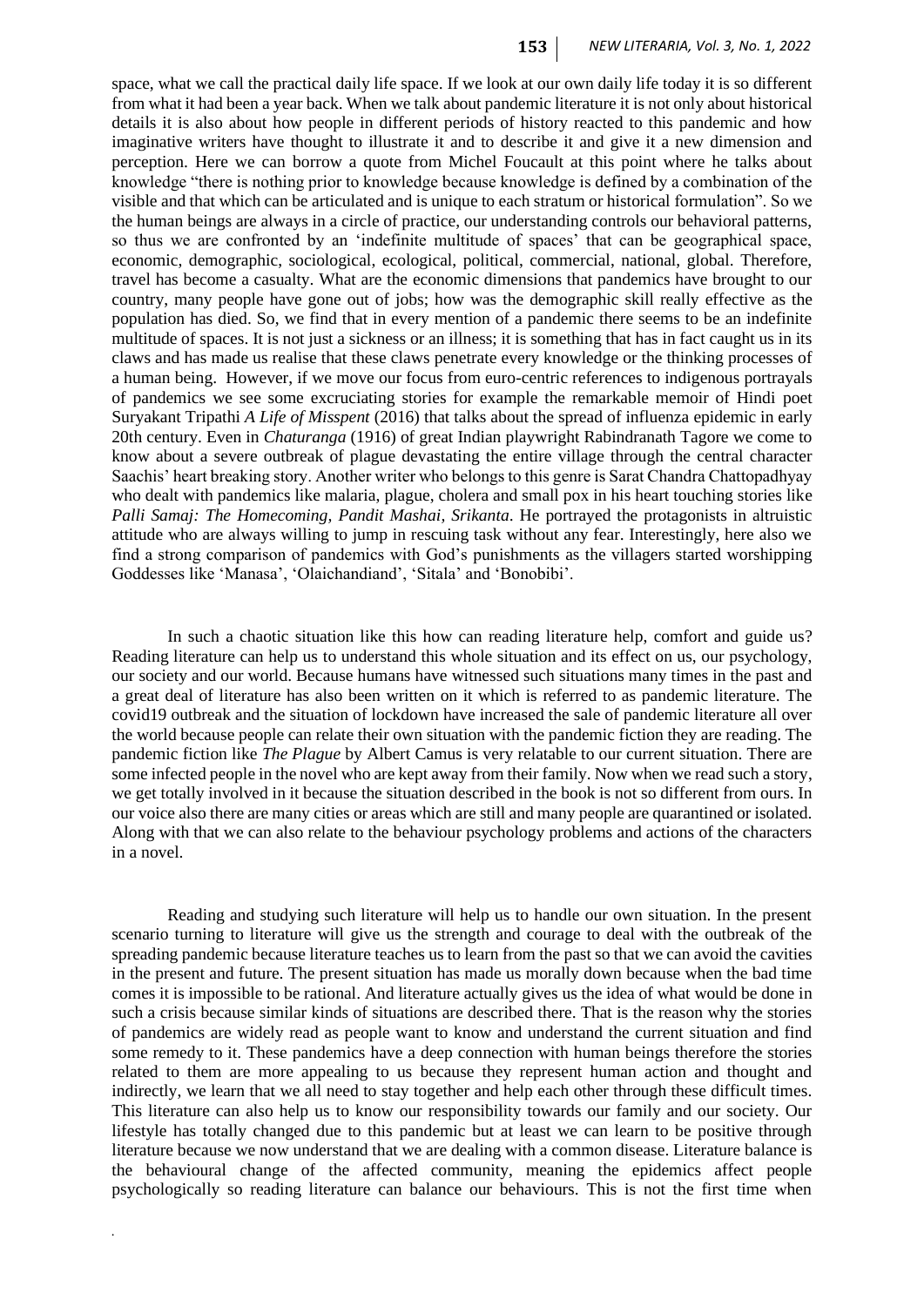space, what we call the practical daily life space. If we look at our own daily life today it is so different from what it had been a year back. When we talk about pandemic literature it is not only about historical details it is also about how people in different periods of history reacted to this pandemic and how imaginative writers have thought to illustrate it and to describe it and give it a new dimension and perception. Here we can borrow a quote from Michel Foucault at this point where he talks about knowledge "there is nothing prior to knowledge because knowledge is defined by a combination of the visible and that which can be articulated and is unique to each stratum or historical formulation". So we the human beings are always in a circle of practice, our understanding controls our behavioral patterns, so thus we are confronted by an 'indefinite multitude of spaces' that can be geographical space, economic, demographic, sociological, ecological, political, commercial, national, global. Therefore, travel has become a casualty. What are the economic dimensions that pandemics have brought to our country, many people have gone out of jobs; how was the demographic skill really effective as the population has died. So, we find that in every mention of a pandemic there seems to be an indefinite multitude of spaces. It is not just a sickness or an illness; it is something that has in fact caught us in its claws and has made us realise that these claws penetrate every knowledge or the thinking processes of a human being. However, if we move our focus from euro-centric references to indigenous portrayals of pandemics we see some excruciating stories for example the remarkable memoir of Hindi poet Suryakant Tripathi *A Life of Misspent* (2016) that talks about the spread of influenza epidemic in early 20th century. Even in *Chaturanga* (1916) of great Indian playwright Rabindranath Tagore we come to know about a severe outbreak of plague devastating the entire village through the central character Saachis' heart breaking story. Another writer who belongs to this genre is Sarat Chandra Chattopadhyay who dealt with pandemics like malaria, plague, cholera and small pox in his heart touching stories like *Palli Samaj: The Homecoming, Pandit Mashai, Srikanta*. He portrayed the protagonists in altruistic attitude who are always willing to jump in rescuing task without any fear. Interestingly, here also we find a strong comparison of pandemics with God's punishments as the villagers started worshipping Goddesses like 'Manasa', 'Olaichandiand', 'Sitala' and 'Bonobibi'.

In such a chaotic situation like this how can reading literature help, comfort and guide us? Reading literature can help us to understand this whole situation and its effect on us, our psychology, our society and our world. Because humans have witnessed such situations many times in the past and a great deal of literature has also been written on it which is referred to as pandemic literature. The covid19 outbreak and the situation of lockdown have increased the sale of pandemic literature all over the world because people can relate their own situation with the pandemic fiction they are reading. The pandemic fiction like *The Plague* by Albert Camus is very relatable to our current situation. There are some infected people in the novel who are kept away from their family. Now when we read such a story, we get totally involved in it because the situation described in the book is not so different from ours. In our voice also there are many cities or areas which are still and many people are quarantined or isolated. Along with that we can also relate to the behaviour psychology problems and actions of the characters in a novel.

Reading and studying such literature will help us to handle our own situation. In the present scenario turning to literature will give us the strength and courage to deal with the outbreak of the spreading pandemic because literature teaches us to learn from the past so that we can avoid the cavities in the present and future. The present situation has made us morally down because when the bad time comes it is impossible to be rational. And literature actually gives us the idea of what would be done in such a crisis because similar kinds of situations are described there. That is the reason why the stories of pandemics are widely read as people want to know and understand the current situation and find some remedy to it. These pandemics have a deep connection with human beings therefore the stories related to them are more appealing to us because they represent human action and thought and indirectly, we learn that we all need to stay together and help each other through these difficult times. This literature can also help us to know our responsibility towards our family and our society. Our lifestyle has totally changed due to this pandemic but at least we can learn to be positive through literature because we now understand that we are dealing with a common disease. Literature balance is the behavioural change of the affected community, meaning the epidemics affect people psychologically so reading literature can balance our behaviours. This is not the first time when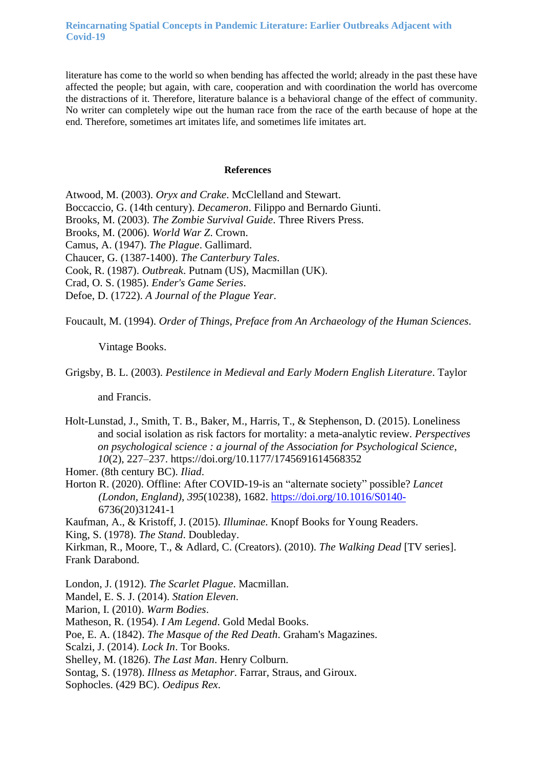literature has come to the world so when bending has affected the world; already in the past these have affected the people; but again, with care, cooperation and with coordination the world has overcome the distractions of it. Therefore, literature balance is a behavioral change of the effect of community. No writer can completely wipe out the human race from the race of the earth because of hope at the end. Therefore, sometimes art imitates life, and sometimes life imitates art.

## References

Atwood, M. (2003). *Oryx and Crake*. McClelland and Stewart.

Boccaccio, G. (14th century). *Decameron*. Filippo and Bernardo Giunti.

Brooks, M. (2003). *The Zombie Survival Guide*. Three Rivers Press.

Brooks, M. (2006). *World War Z*. Crown.

Camus, A. (1947). *The Plague*. Gallimard.

Chaucer, G. (1387-1400). *The Canterbury Tales*.

Cook, R. (1987). *Outbreak*. Putnam (US), Macmillan (UK).

Crad, O. S. (1985). *Ender's Game Series*.

Defoe, D. (1722). *A Journal of the Plague Year*.

Foucault, M. (1994). *Order of Things, Preface from An Archaeology of the Human Sciences*. Vintage Books.

Grigsby, B. L. (2003). *Pestilence in Medieval and Early Modern English Literature*. Taylor and Francis.

Holt-Lunstad, J., Smith, T. B., Baker, M., Harris, T., & Stephenson, D. (2015). Loneliness and social isolation as risk factors for mortality: a meta-analytic review. *Perspectives on psychological science : a journal of the Association for Psychological Science*, *10*(2), 227–237. https://doi.org/10.1177/1745691614568352

Homer. (8th century BC). *Iliad*.

Horton R. (2020). Offline: After COVID-19-is an "alternate society" possible? *Lancet (London, England)*, *395*(10238), 1682. https://doi.org/10.1016/S0140-6736(20)31241-1

Kaufman, A., & Kristoff, J. (2015). *Illuminae*. Knopf Books for Young Readers.

King, S. (1978). *The Stand*. Doubleday.

Kirkman, R., Moore, T., & Adlard, C. (Creators). (2010). *The Walking Dead* [TV series]. Frank Darabond.

London, J. (1912). *The Scarlet Plague*. Macmillan.

Mandel, E. S. J. (2014). *Station Eleven*.

Marion, I. (2010). *Warm Bodies*.

Matheson, R. (1954). *I Am Legend*. Gold Medal Books.

Poe, E. A. (1842). *The Masque of the Red Death*. Graham's Magazines.

Scalzi, J. (2014). *Lock In*. Tor Books.

Shelley, M. (1826). *The Last Man*. Henry Colburn.

Sontag, S. (1978). *Illness as Metaphor*. Farrar, Straus, and Giroux.

Sophocles. (429 BC). *Oedipus Rex*.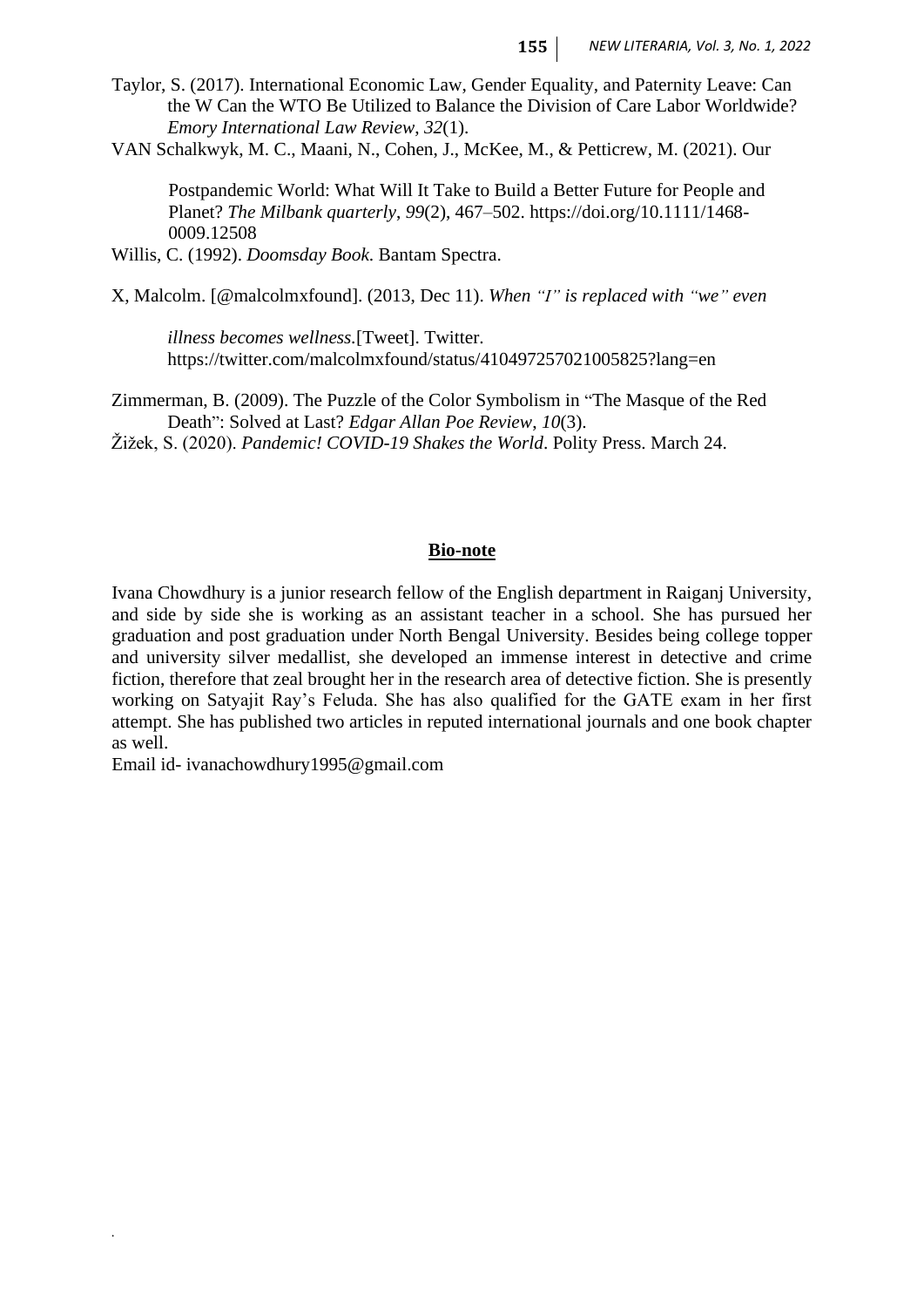Taylor, S. (2017). International Economic Law, Gender Equality, and Paternity Leave: Can the W Can the WTO Be Utilized to Balance the Division of Care Labor Worldwide? *Emory International Law Review*, *32*(1).

VAN Schalkwyk, M. C., Maani, N., Cohen, J., McKee, M., & Petticrew, M. (2021). Our Postpandemic World: What Will It Take to Build a Better Future for People and Planet? *The Milbank quarterly*, *99*(2), 467–502. https://doi.org/10.1111/1468-0009.12508

Willis, C. (1992). *Doomsday Book.* Bantam Spectra.

X, Malcolm. [@malcolmxfound]. (2013, Dec 11). *When "I" is replaced with "we" even illness becomes wellness.*[Tweet]. Twitter. https://twitter.com/malcolmxfound/status/410497257021005825?lang=en

Zimmerman, B. (2009). The Puzzle of the Color Symbolism in "The Masque of the Red Death": Solved at Last? *Edgar Allan Poe Review*, *10*(3).

Žižek, S. (2020). *Pandemic! COVID-19 Shakes the World*. Polity Press. March 24.

## **Bio-note**

Ivana Chowdhury is a junior research fellow of the English department in Raiganj University, and side by side she is working as an assistant teacher in a school. She has pursued her graduation and post graduation under North Bengal University. Besides being college topper and university silver medallist, she developed an immense interest in detective and crime fiction, therefore that zeal brought her in the research area of detective fiction. She is presently working on Satyajit Ray's Feluda. She has also qualified for the GATE exam in her first attempt. She has published two articles in reputed international journals and one book chapter as well.

Email id- ivanachowdhury1995@gmail.com